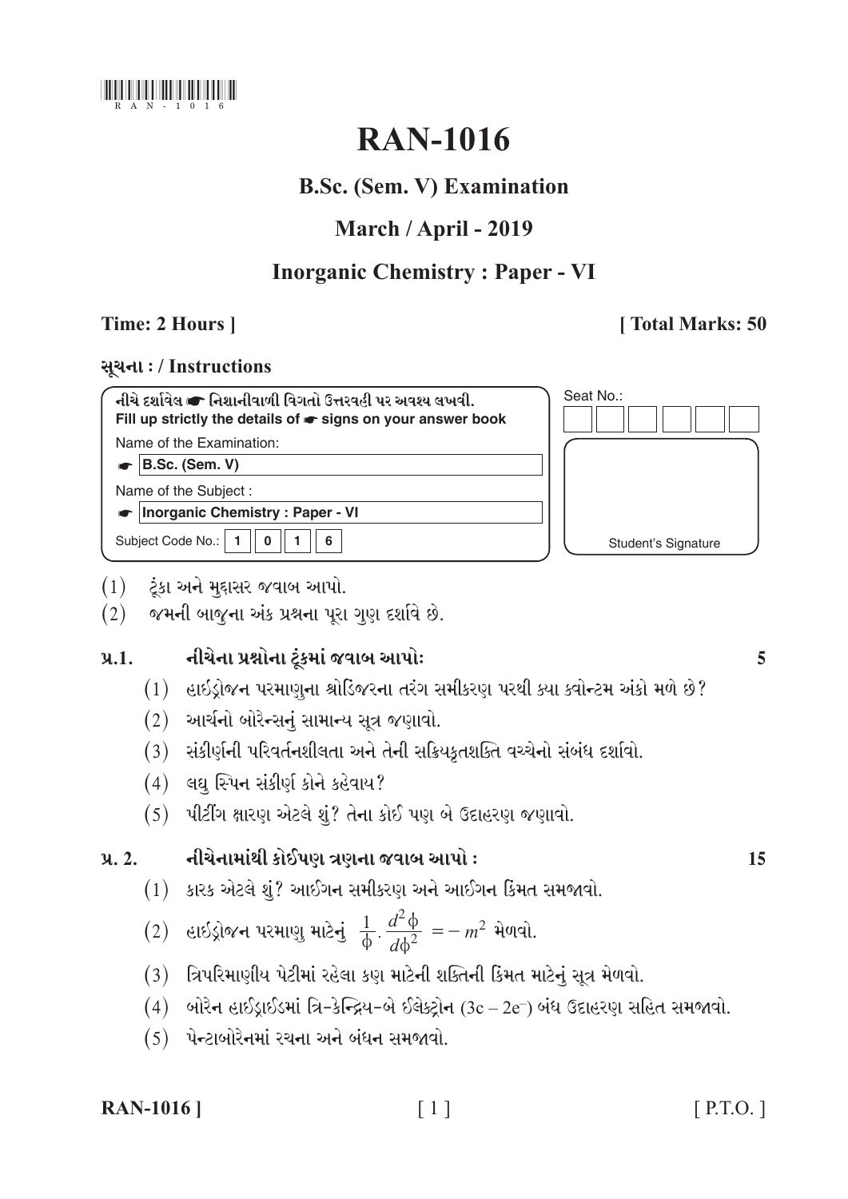RAN - 1 0 1 6

# RAN-1016

## B.Sc. (Sem. V) Examination

## March / April - 2019

## Inorganic Chemistry : Paper - VI

**Time: 2 Hours ]** **[ Total Marks: 50**

**સૂચના : / Instructions**

**નીચે દર્શાવેલ ☛ નિશાનીવાળી વિગતો ઉત્તરવહી પર અવશ્ય લખવી.**
**Fill up strictly the details of ☛ signs on your answer book**

Name of the Examination:
☛ **B.Sc. (Sem. V)**

Name of the Subject :
☛ **Inorganic Chemistry : Paper - VI**

Subject Code No.: 1 0 1 6

Seat No.:

Student's Signature

(1) ટૂંકા અને મુદ્દાસર જવાબ આપો.
(2) જમણી બાજુના અંક પ્રશ્નના પૂરા ગુણ દર્શાવે છે.

**પ્ર.1. નીચેના પ્રશ્નોના ટૂંકમાં જવાબ આપોઃ** **5**

(1) હાઈડ્રોજન પરમાણુના શ્રોડિંજરના તરંગ સમીકરણ પરથી ક્યા ક્વોન્ટમ અંકો મળે છે?
(2) આર્કનો બોરેન્સનું સામાન્ય સૂત્ર જણાવો.
(3) સંકીર્ણની પરિવર્તનશીલતા અને તેની સક્રિયકૃતશક્તિ વચ્ચેનો સંબંધ દર્શાવો.
(4) લઘુ સ્પિન સંકીર્ણ કોને કહેવાય?
(5) પીટીંગ ક્ષારણ એટલે શું? તેના કોઈ પણ બે ઉદાહરણ જણાવો.

**પ્ર. 2. નીચેનામાંથી કોઈપણ ત્રણના જવાબ આપો :** **15**

(1) કારક એટલે શું? આઈગન સમીકરણ અને આઈગન કિંમત સમજાવો.
(2) હાઈડ્રોજન પરમાણુ માટેનું $\frac{1}{\phi} \cdot \frac{d^2\phi}{d\phi^2} = -m^2$ મેળવો.
(3) ત્રિપરિમાણીય પેટીમાં રહેલા કણ માટેની શક્તિની કિંમત માટેનું સૂત્ર મેળવો.
(4) બોરેન હાઈડ્રાઈડમાં ત્રિ-કેન્દ્રિય-બે ઈલેક્ટ્રોન $(3c - 2e^-)$ બંધ ઉદાહરણ સહિત સમજાવો.
(5) પેન્ટાબોરેનમાં રચના અને બંધન સમજાવો.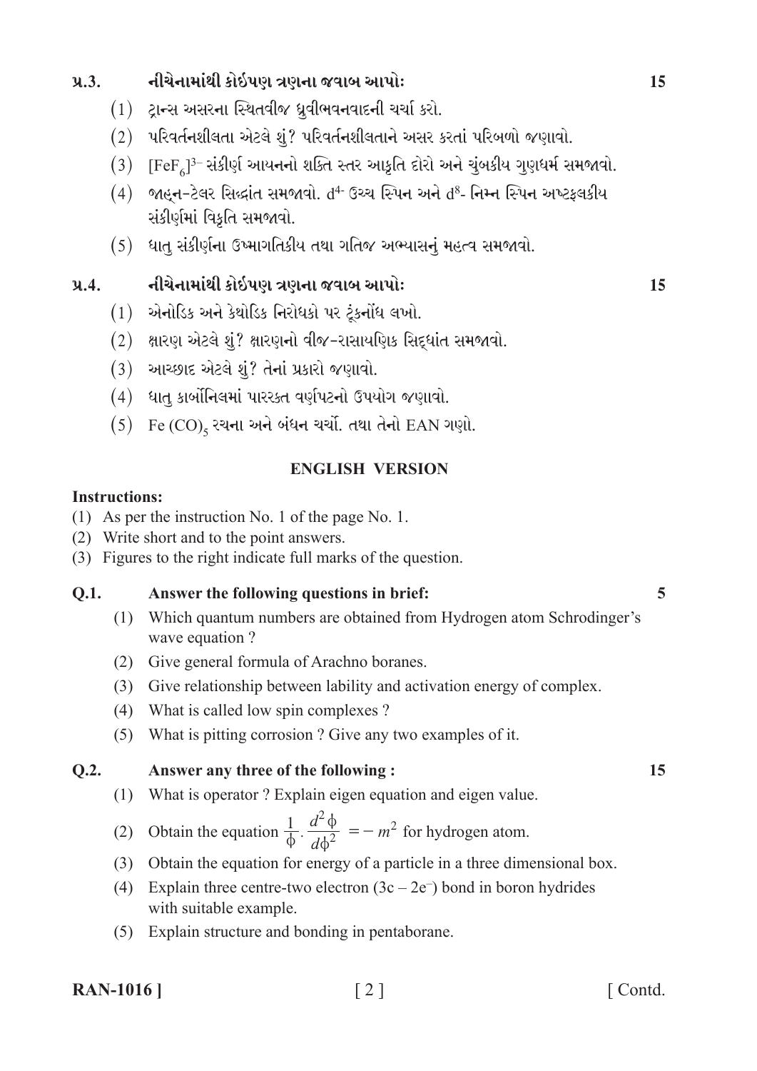**પ્ર.3. નીચેનામાંથી કોઈપણ ત્રણના જવાબ આપો:** **15**

(1) ટ્રાન્સ અસરના સ્થિતવીજ ધ્રુવીભવનવાદની ચર્ચા કરો.

(2) પરિવર્તનશીલતા એટલે શું? પરિવર્તનશીલતાને અસર કરતાં પરિબળો જણાવો.

(3) $[FeF_6]^{3-}$ સંકીર્ણ આયનનો શક્તિ સ્તર આકૃતિ દોરો અને ચુંબકીય ગુણધર્મ સમજાવો.

(4) જાહ્ન-ટેલર સિદ્ધાંત સમજાવો. $d^4$- ઉચ્ચ સ્પિન અને $d^8$- નિમ્ન સ્પિન અષ્ટફલકીય સંકીર્ણમાં વિકૃતિ સમજાવો.

(5) ધાતુ સંકીર્ણના ઉષ્માગતિકીય તથા ગતિજ અભ્યાસનું મહત્વ સમજાવો.

**પ્ર.4. નીચેનામાંથી કોઈપણ ત્રણના જવાબ આપો:** **15**

(1) એનોડિક અને કેથોડિક નિરોધકો પર ટૂંકનોંધ લખો.

(2) ક્ષારણ એટલે શું? ક્ષારણનો વીજ-રાસાયણિક સિદ્ધાંત સમજાવો.

(3) આચ્છાદ એટલે શું? તેનાં પ્રકારો જણાવો.

(4) ધાતુ કાર્બોનિલમાં પારરક્ત વર્ણપટનો ઉપયોગ જણાવો.

(5) $Fe(CO)_5$ રચના અને બંધન ચર્ચો. તથા તેનો EAN ગણો.

## ENGLISH VERSION

**Instructions:**

(1) As per the instruction No. 1 of the page No. 1.

(2) Write short and to the point answers.

(3) Figures to the right indicate full marks of the question.

**Q.1. Answer the following questions in brief:** **5**

(1) Which quantum numbers are obtained from Hydrogen atom Schrodinger's wave equation ?

(2) Give general formula of Arachno boranes.

(3) Give relationship between lability and activation energy of complex.

(4) What is called low spin complexes ?

(5) What is pitting corrosion ? Give any two examples of it.

**Q.2. Answer any three of the following :** **15**

(1) What is operator ? Explain eigen equation and eigen value.

(2) Obtain the equation $\frac{1}{\phi} \cdot \frac{d^2 \phi}{d\phi^2} = -m^2$ for hydrogen atom.

(3) Obtain the equation for energy of a particle in a three dimensional box.

(4) Explain three centre-two electron $(3c - 2e^-)$ bond in boron hydrides with suitable example.

(5) Explain structure and bonding in pentaborane.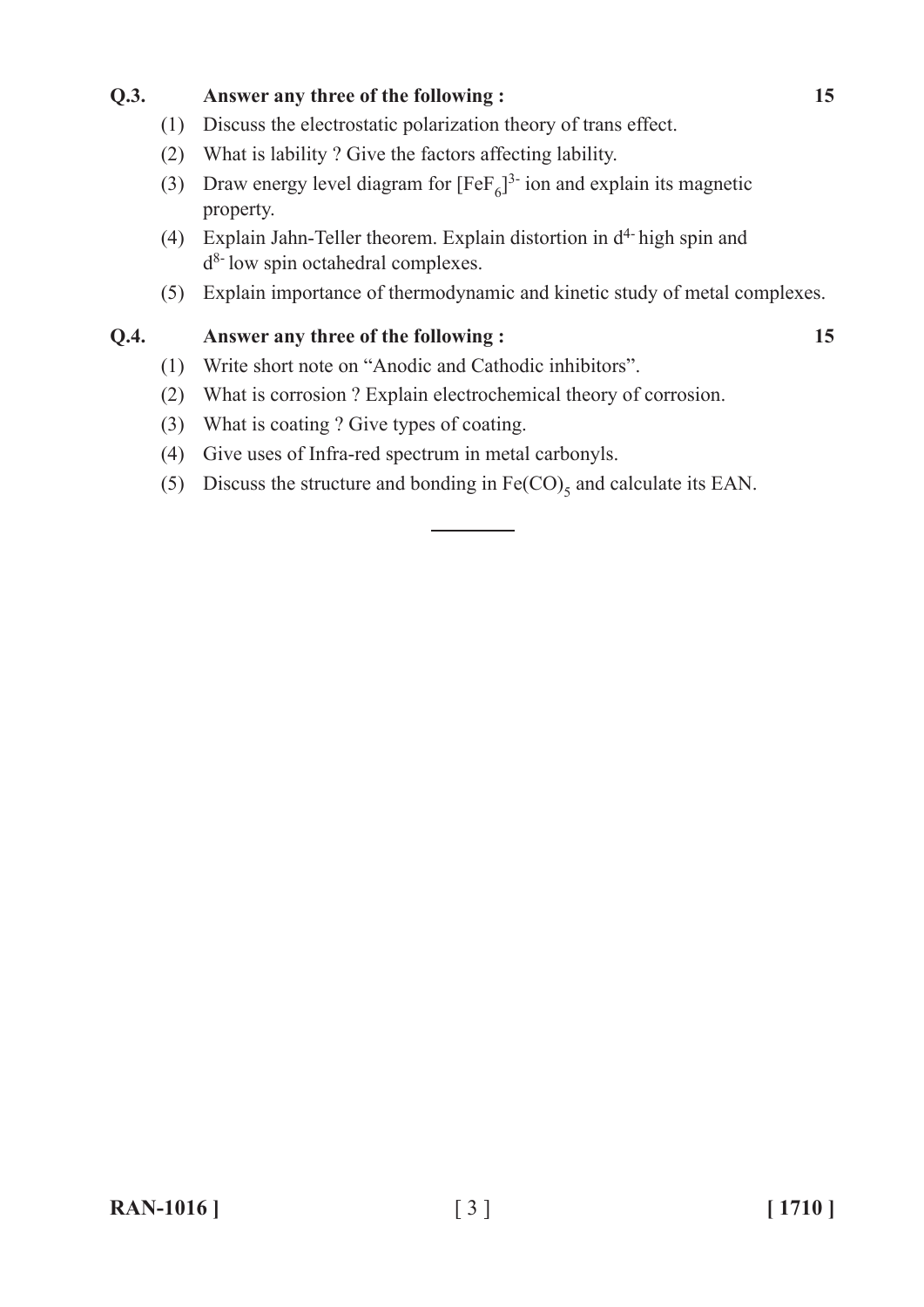**Q.3. Answer any three of the following : 15**

(1) Discuss the electrostatic polarization theory of trans effect.

(2) What is lability ? Give the factors affecting lability.

(3) Draw energy level diagram for $[FeF_6]^{3-}$ ion and explain its magnetic property.

(4) Explain Jahn-Teller theorem. Explain distortion in $d^{4-}$ high spin and $d^{8-}$ low spin octahedral complexes.

(5) Explain importance of thermodynamic and kinetic study of metal complexes.

**Q.4. Answer any three of the following : 15**

(1) Write short note on "Anodic and Cathodic inhibitors".

(2) What is corrosion ? Explain electrochemical theory of corrosion.

(3) What is coating ? Give types of coating.

(4) Give uses of Infra-red spectrum in metal carbonyls.

(5) Discuss the structure and bonding in $Fe(CO)_5$ and calculate its EAN.

---

RAN-1016 ] [ 1710 ]